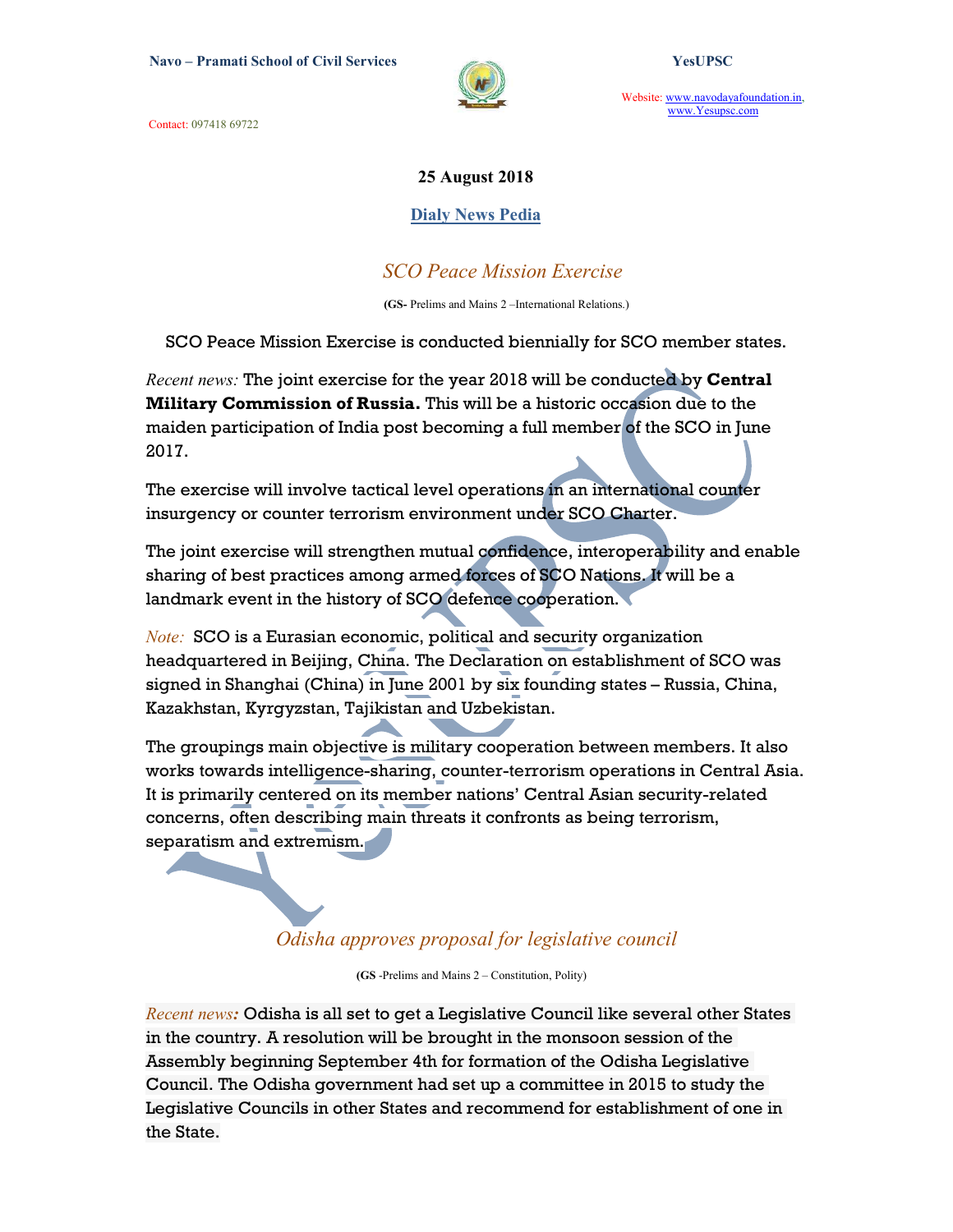25 August 2018

**Dialy News Pedia**

## *SCO Peace Mission Exercise*

**(GS-** Prelims and Mains 2 –International Relations.)

SCO Peace Mission Exercise is conducted biennially for SCO member states.

*Recent news:* The joint exercise for the year 2018 will be conducted by **Central Military Commission of Russia.** This will be a historic occasion due to the maiden participation of India post becoming a full member of the SCO in June 2017.

The exercise will involve tactical level operations in an international counter insurgency or counter terrorism environment under SCO Charter.

The joint exercise will strengthen mutual confidence, interoperability and enable sharing of best practices among armed forces of SCO Nations. It will be a landmark event in the history of SCO defence cooperation.

*Note:* SCO is a Eurasian economic, political and security organization headquartered in Beijing, China. The Declaration on establishment of SCO was signed in Shanghai (China) in June 2001 by six founding states – Russia, China, Kazakhstan, Kyrgyzstan, Tajikistan and Uzbekistan.

The groupings main objective is military cooperation between members. It also works towards intelligence-sharing, counter-terrorism operations in Central Asia. It is primarily centered on its member nations' Central Asian security-related concerns, often describing main threats it confronts as being terrorism, separatism and extremism.

## *Odisha approves proposal for legislative council*

**(GS** -Prelims and Mains 2 – Constitution, Polity)

*Recent news:* Odisha is all set to get a Legislative Council like several other States in the country. A resolution will be brought in the monsoon session of the Assembly beginning September 4th for formation of the Odisha Legislative Council. The Odisha government had set up a committee in 2015 to study the Legislative Councils in other States and recommend for establishment of one in the State.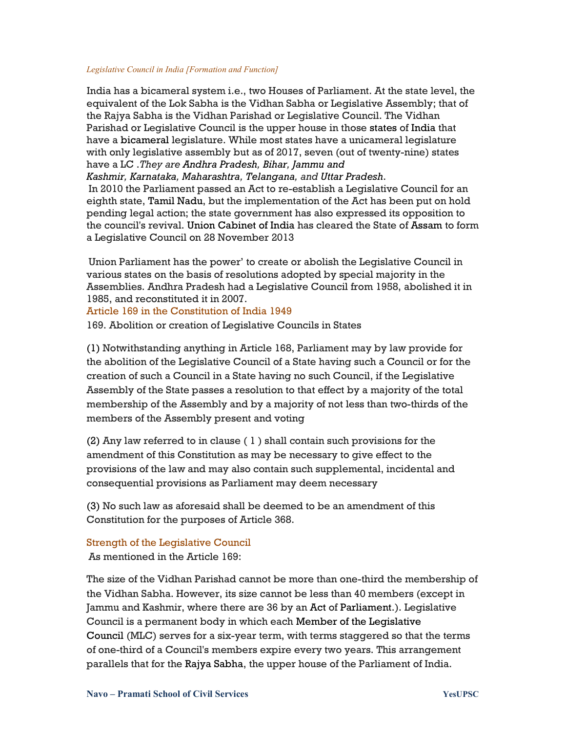*Legislative Council in India [Formation and Function]*

India has a bicameral system i.e., two Houses of Parliament. At the state level, the equivalent of the Lok Sabha is the Vidhan Sabha or Legislative Assembly; that of the Rajya Sabha is the Vidhan Parishad or Legislative Council. The Vidhan Parishad or Legislative Council is the upper house in those states of India that have a bicameral legislature. While most states have a unicameral legislature with only legislative assembly but as of 2017, seven (out of twenty-nine) states have a LC .*They are Andhra Pradesh, Bihar, Jammu and Kashmir, Karnataka, Maharashtra, Telangana, and Uttar Pradesh*.

In 2010 the Parliament passed an Act to re-establish a Legislative Council for an eighth state, Tamil Nadu, but the implementation of the Act has been put on hold pending legal action; the state government has also expressed its opposition to the council's revival. Union Cabinet of India has cleared the State of Assam to form a Legislative Council on 28 November 2013

Union Parliament has the power' to create or abolish the Legislative Council in various states on the basis of resolutions adopted by special majority in the Assemblies. Andhra Pradesh had a Legislative Council from 1958, abolished it in 1985, and reconstituted it in 2007.

### Article 169 in the Constitution of India 1949

169. Abolition or creation of Legislative Councils in States

(1) Notwithstanding anything in Article 168, Parliament may by law provide for the abolition of the Legislative Council of a State having such a Council or for the creation of such a Council in a State having no such Council, if the Legislative Assembly of the State passes a resolution to that effect by a majority of the total membership of the Assembly and by a majority of not less than two-thirds of the members of the Assembly present and voting

(2) Any law referred to in clause ( 1 ) shall contain such provisions for the amendment of this Constitution as may be necessary to give effect to the provisions of the law and may also contain such supplemental, incidental and consequential provisions as Parliament may deem necessary

(3) No such law as aforesaid shall be deemed to be an amendment of this Constitution for the purposes of Article 368.

### Strength of the Legislative Council

As mentioned in the Article 169:

The size of the Vidhan Parishad cannot be more than one-third the membership of the Vidhan Sabha. However, its size cannot be less than 40 members (except in Jammu and Kashmir, where there are 36 by an Act of Parliament.). Legislative Council is a permanent body in which each Member of the Legislative Council (MLC) serves for a six-year term, with terms staggered so that the terms of one-third of a Council's members expire every two years. This arrangement parallels that for the Rajya Sabha, the upper house of the Parliament of India.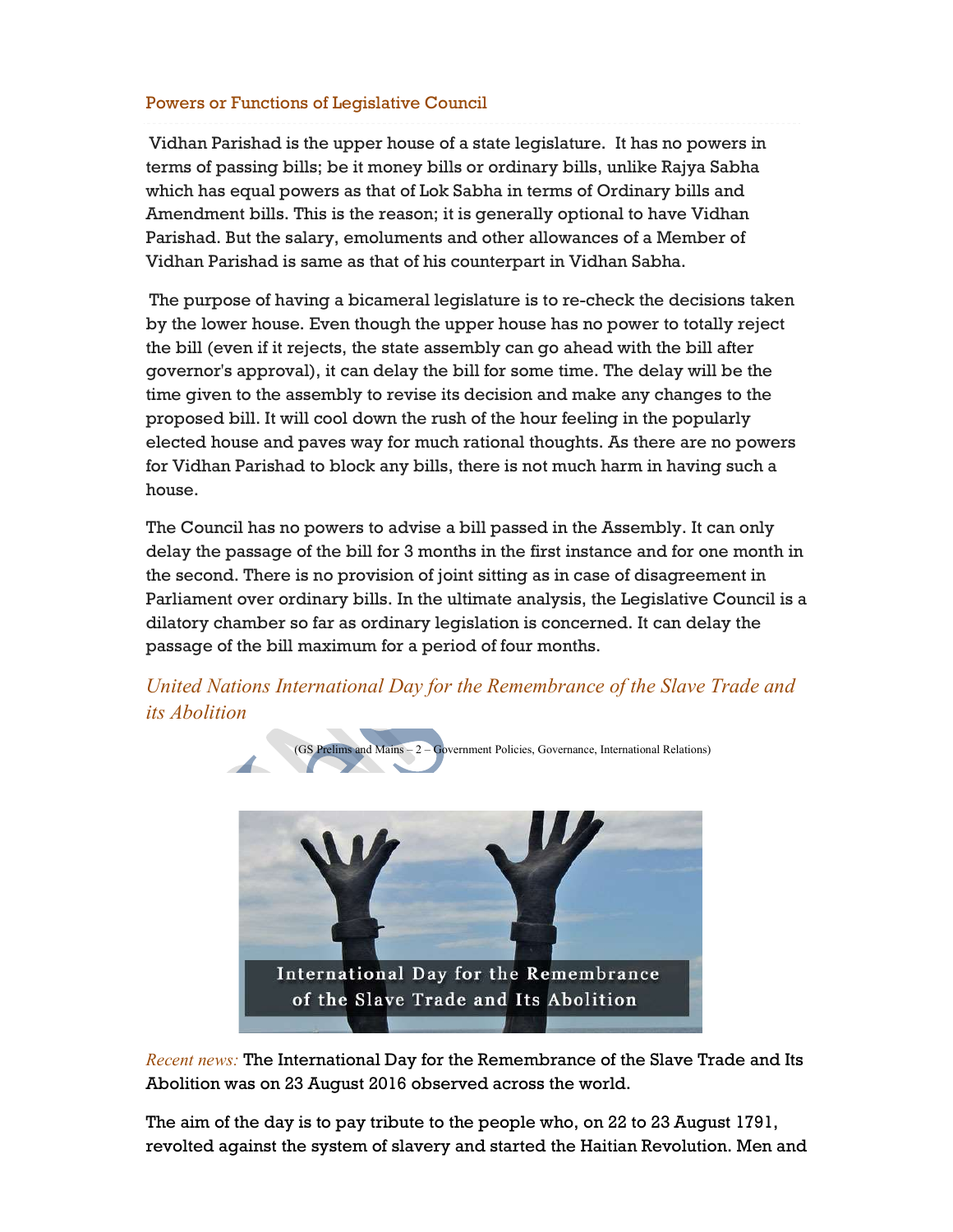## Powers or Functions of Legislative Council

Vidhan Parishad is the upper house of a state legislature. It has no powers in terms of passing bills; be it money bills or ordinary bills, unlike Rajya Sabha which has equal powers as that of Lok Sabha in terms of Ordinary bills and Amendment bills. This is the reason; it is generally optional to have Vidhan Parishad. But the salary, emoluments and other allowances of a Member of Vidhan Parishad is same as that of his counterpart in Vidhan Sabha.

The purpose of having a bicameral legislature is to re-check the decisions taken by the lower house. Even though the upper house has no power to totally reject the bill (even if it rejects, the state assembly can go ahead with the bill after governor's approval), it can delay the bill for some time. The delay will be the time given to the assembly to revise its decision and make any changes to the proposed bill. It will cool down the rush of the hour feeling in the popularly elected house and paves way for much rational thoughts. As there are no powers for Vidhan Parishad to block any bills, there is not much harm in having such a house.

The Council has no powers to advise a bill passed in the Assembly. It can only delay the passage of the bill for 3 months in the first instance and for one month in the second. There is no provision of joint sitting as in case of disagreement in Parliament over ordinary bills. In the ultimate analysis, the Legislative Council is a dilatory chamber so far as ordinary legislation is concerned. It can delay the passage of the bill maximum for a period of four months.

## *United Nations International Day for the Remembrance of the Slave Trade and its Abolition*

(GS Prelims and Mains – 2 – Government Policies, Governance, International Relations)

*Recent news:* The International Day for the Remembrance of the Slave Trade and Its Abolition was on 23 August 2016 observed across the world.

The aim of the day is to pay tribute to the people who, on 22 to 23 August 1791, revolted against the system of slavery and started the Haitian Revolution. Men and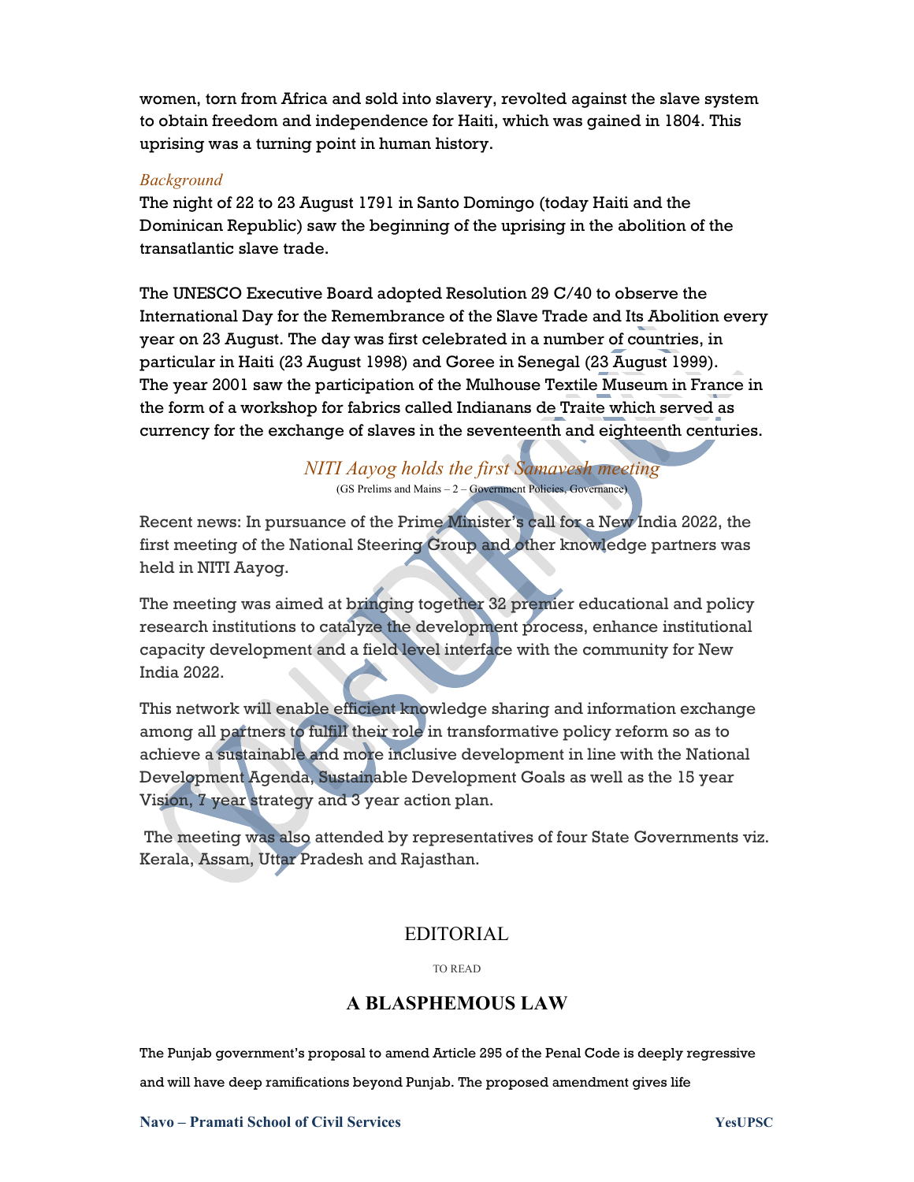women, torn from Africa and sold into slavery, revolted against the slave system to obtain freedom and independence for Haiti, which was gained in 1804. This uprising was a turning point in human history.

*Background*

The night of 22 to 23 August 1791 in Santo Domingo (today Haiti and the Dominican Republic) saw the beginning of the uprising in the abolition of the transatlantic slave trade.

The UNESCO Executive Board adopted Resolution 29 C/40 to observe the International Day for the Remembrance of the Slave Trade and Its Abolition every year on 23 August. The day was first celebrated in a number of countries, in particular in Haiti (23 August 1998) and Goree in Senegal (23 August 1999). The year 2001 saw the participation of the Mulhouse Textile Museum in France in the form of a workshop for fabrics called Indianans de Traite which served as currency for the exchange of slaves in the seventeenth and eighteenth centuries.

## *NITI Aayog holds the first Samavesh meeting*

(GS Prelims and Mains – 2 – Government Policies, Governance)

Recent news: In pursuance of the Prime Minister's call for a New India 2022, the first meeting of the National Steering Group and other knowledge partners was held in NITI Aayog.

The meeting was aimed at bringing together 32 premier educational and policy research institutions to catalyze the development process, enhance institutional capacity development and a field level interface with the community for New India 2022.

This network will enable efficient knowledge sharing and information exchange among all partners to fulfill their role in transformative policy reform so as to achieve a sustainable and more inclusive development in line with the National Development Agenda, Sustainable Development Goals as well as the 15 year Vision, 7 year strategy and 3 year action plan.

The meeting was also attended by representatives of four State Governments viz. Kerala, Assam, Uttar Pradesh and Rajasthan.

# EDITORIAL

TO READ

## A BLASPHEMOUS LAW

The Punjab government's proposal to amend Article 295 of the Penal Code is deeply regressive and will have deep ramifications beyond Punjab. The proposed amendment gives life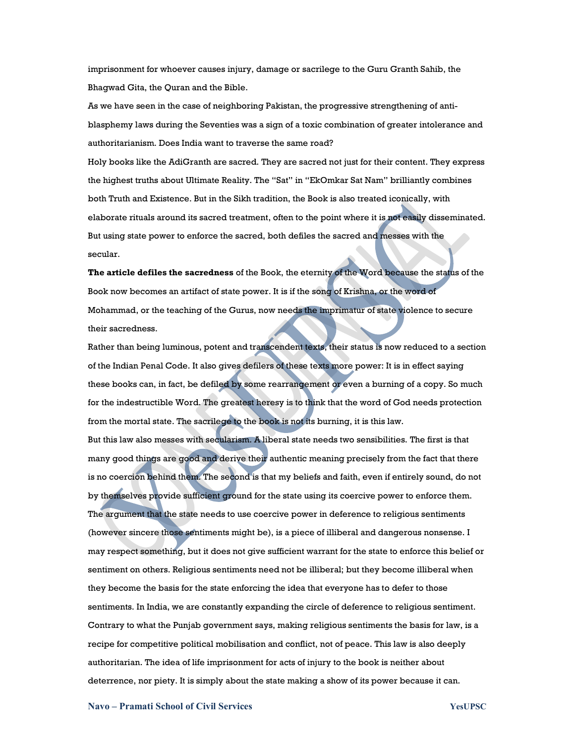imprisonment for whoever causes injury, damage or sacrilege to the Guru Granth Sahib, the Bhagwad Gita, the Quran and the Bible.

As we have seen in the case of neighboring Pakistan, the progressive strengthening of anti-blasphemy laws during the Seventies was a sign of a toxic combination of greater intolerance and authoritarianism. Does India want to traverse the same road?

Holy books like the AdiGranth are sacred. They are sacred not just for their content. They express the highest truths about Ultimate Reality. The "Sat" in "EkOmkar Sat Nam" brilliantly combines both Truth and Existence. But in the Sikh tradition, the Book is also treated iconically, with elaborate rituals around its sacred treatment, often to the point where it is not easily disseminated. But using state power to enforce the sacred, both defiles the sacred and messes with the secular.

**The article defiles the sacredness** of the Book, the eternity of the Word because the status of the Book now becomes an artifact of state power. It is if the song of Krishna, or the word of Mohammad, or the teaching of the Gurus, now needs the imprimatur of state violence to secure their sacredness.

Rather than being luminous, potent and transcendent texts, their status is now reduced to a section of the Indian Penal Code. It also gives defilers of these texts more power: It is in effect saying these books can, in fact, be defiled by some rearrangement or even a burning of a copy. So much for the indestructible Word. The greatest heresy is to think that the word of God needs protection from the mortal state. The sacrilege to the book is not its burning, it is this law.

But this law also messes with secularism. A liberal state needs two sensibilities. The first is that many good things are good and derive their authentic meaning precisely from the fact that there is no coercion behind them. The second is that my beliefs and faith, even if entirely sound, do not by themselves provide sufficient ground for the state using its coercive power to enforce them. The argument that the state needs to use coercive power in deference to religious sentiments (however sincere those sentiments might be), is a piece of illiberal and dangerous nonsense. I may respect something, but it does not give sufficient warrant for the state to enforce this belief or sentiment on others. Religious sentiments need not be illiberal; but they become illiberal when they become the basis for the state enforcing the idea that everyone has to defer to those sentiments. In India, we are constantly expanding the circle of deference to religious sentiment. Contrary to what the Punjab government says, making religious sentiments the basis for law, is a recipe for competitive political mobilisation and conflict, not of peace. This law is also deeply authoritarian. The idea of life imprisonment for acts of injury to the book is neither about deterrence, nor piety. It is simply about the state making a show of its power because it can.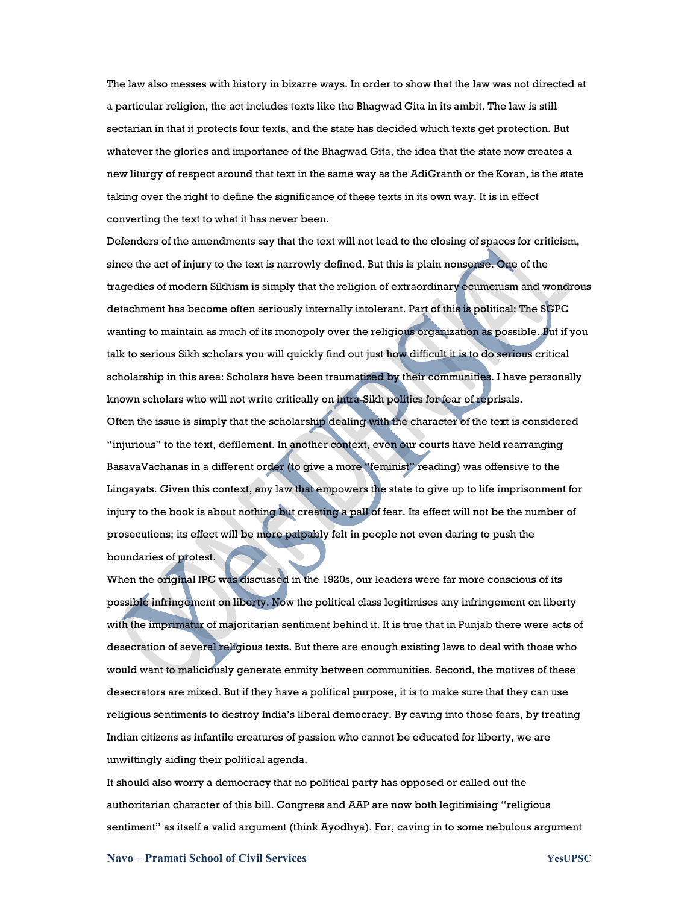The law also messes with history in bizarre ways. In order to show that the law was not directed at a particular religion, the act includes texts like the Bhagwad Gita in its ambit. The law is still sectarian in that it protects four texts, and the state has decided which texts get protection. But whatever the glories and importance of the Bhagwad Gita, the idea that the state now creates a new liturgy of respect around that text in the same way as the AdiGranth or the Koran, is the state taking over the right to define the significance of these texts in its own way. It is in effect converting the text to what it has never been.

Defenders of the amendments say that the text will not lead to the closing of spaces for criticism, since the act of injury to the text is narrowly defined. But this is plain nonsense. One of the tragedies of modern Sikhism is simply that the religion of extraordinary ecumenism and wondrous detachment has become often seriously internally intolerant. Part of this is political: The SGPC wanting to maintain as much of its monopoly over the religious organization as possible. But if you talk to serious Sikh scholars you will quickly find out just how difficult it is to do serious critical scholarship in this area: Scholars have been traumatized by their communities. I have personally known scholars who will not write critically on intra-Sikh politics for fear of reprisals.

Often the issue is simply that the scholarship dealing with the character of the text is considered "injurious" to the text, defilement. In another context, even our courts have held rearranging BasavaVachanas in a different order (to give a more "feminist" reading) was offensive to the Lingayats. Given this context, any law that empowers the state to give up to life imprisonment for injury to the book is about nothing but creating a pall of fear. Its effect will not be the number of prosecutions; its effect will be more palpably felt in people not even daring to push the boundaries of protest.

When the original IPC was discussed in the 1920s, our leaders were far more conscious of its possible infringement on liberty. Now the political class legitimises any infringement on liberty with the imprimatur of majoritarian sentiment behind it. It is true that in Punjab there were acts of desecration of several religious texts. But there are enough existing laws to deal with those who would want to maliciously generate enmity between communities. Second, the motives of these desecrators are mixed. But if they have a political purpose, it is to make sure that they can use religious sentiments to destroy India's liberal democracy. By caving into those fears, by treating Indian citizens as infantile creatures of passion who cannot be educated for liberty, we are unwittingly aiding their political agenda.

It should also worry a democracy that no political party has opposed or called out the authoritarian character of this bill. Congress and AAP are now both legitimising "religious sentiment" as itself a valid argument (think Ayodhya). For, caving in to some nebulous argument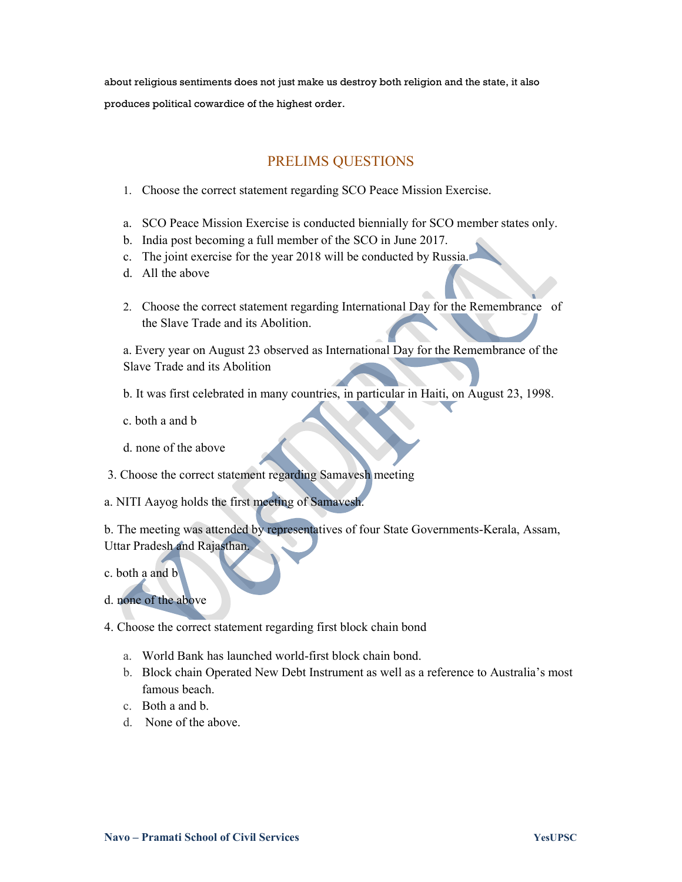about religious sentiments does not just make us destroy both religion and the state, it also produces political cowardice of the highest order.

## PRELIMS QUESTIONS

1. Choose the correct statement regarding SCO Peace Mission Exercise.

a. SCO Peace Mission Exercise is conducted biennially for SCO member states only.
b. India post becoming a full member of the SCO in June 2017.
c. The joint exercise for the year 2018 will be conducted by Russia.
d. All the above

2. Choose the correct statement regarding International Day for the Remembrance of the Slave Trade and its Abolition.

a. Every year on August 23 observed as International Day for the Remembrance of the Slave Trade and its Abolition

b. It was first celebrated in many countries, in particular in Haiti, on August 23, 1998.

c. both a and b

d. none of the above

3. Choose the correct statement regarding Samavesh meeting

a. NITI Aayog holds the first meeting of Samavesh.

b. The meeting was attended by representatives of four State Governments-Kerala, Assam, Uttar Pradesh and Rajasthan.

c. both a and b

d. none of the above

4. Choose the correct statement regarding first block chain bond

a. World Bank has launched world-first block chain bond.
b. Block chain Operated New Debt Instrument as well as a reference to Australia's most famous beach.
c. Both a and b.
d. None of the above.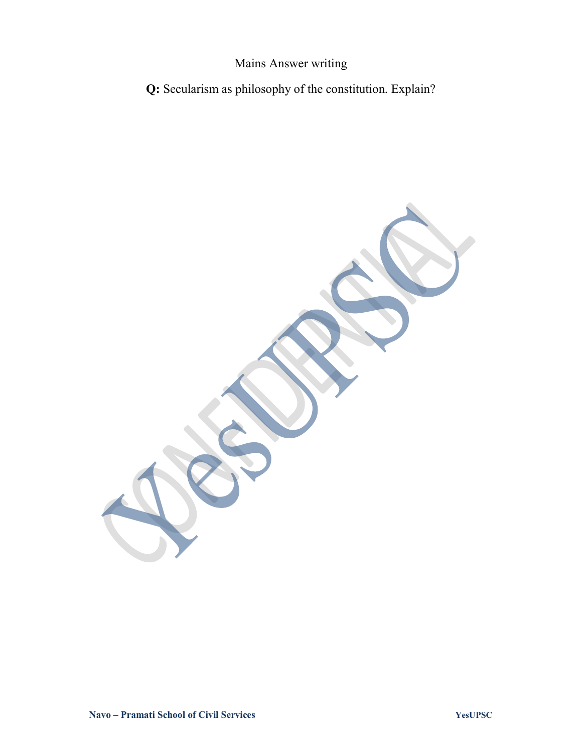Mains Answer writing

**Q:** Secularism as philosophy of the constitution. Explain?